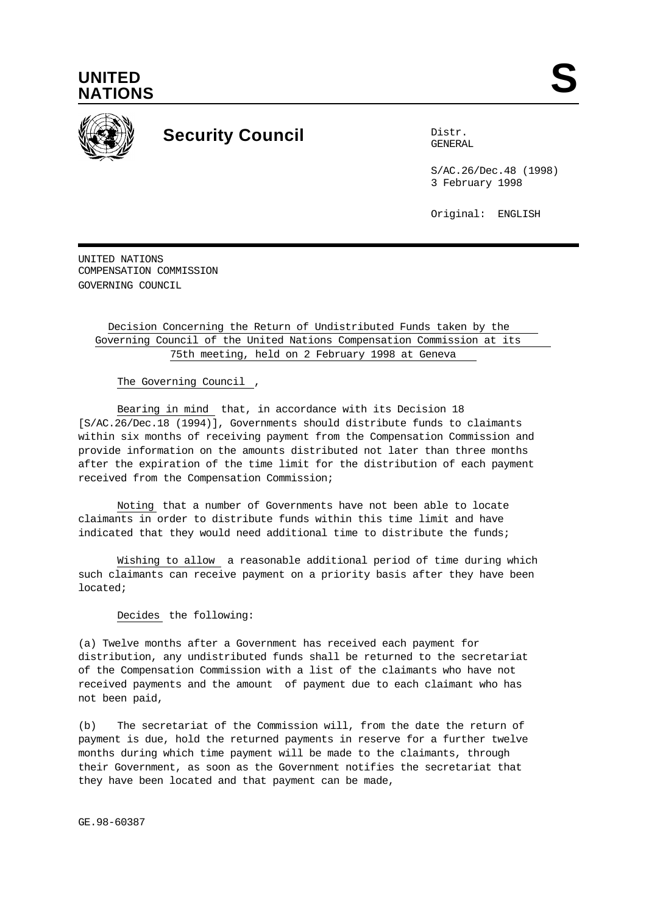**UNITED NATIONS**

**S**

**Security Council**

Distr.
GENERAL

S/AC.26/Dec.48 (1998)
3 February 1998

Original: ENGLISH

UNITED NATIONS
COMPENSATION COMMISSION
GOVERNING COUNCIL

Decision Concerning the Return of Undistributed Funds taken by the Governing Council of the United Nations Compensation Commission at its 75th meeting, held on 2 February 1998 at Geneva

The Governing Council,

Bearing in mind that, in accordance with its Decision 18 [S/AC.26/Dec.18 (1994)], Governments should distribute funds to claimants within six months of receiving payment from the Compensation Commission and provide information on the amounts distributed not later than three months after the expiration of the time limit for the distribution of each payment received from the Compensation Commission;

Noting that a number of Governments have not been able to locate claimants in order to distribute funds within this time limit and have indicated that they would need additional time to distribute the funds;

Wishing to allow a reasonable additional period of time during which such claimants can receive payment on a priority basis after they have been located;

Decides the following:

(a) Twelve months after a Government has received each payment for distribution, any undistributed funds shall be returned to the secretariat of the Compensation Commission with a list of the claimants who have not received payments and the amount of payment due to each claimant who has not been paid,

(b) The secretariat of the Commission will, from the date the return of payment is due, hold the returned payments in reserve for a further twelve months during which time payment will be made to the claimants, through their Government, as soon as the Government notifies the secretariat that they have been located and that payment can be made,

GE.98-60387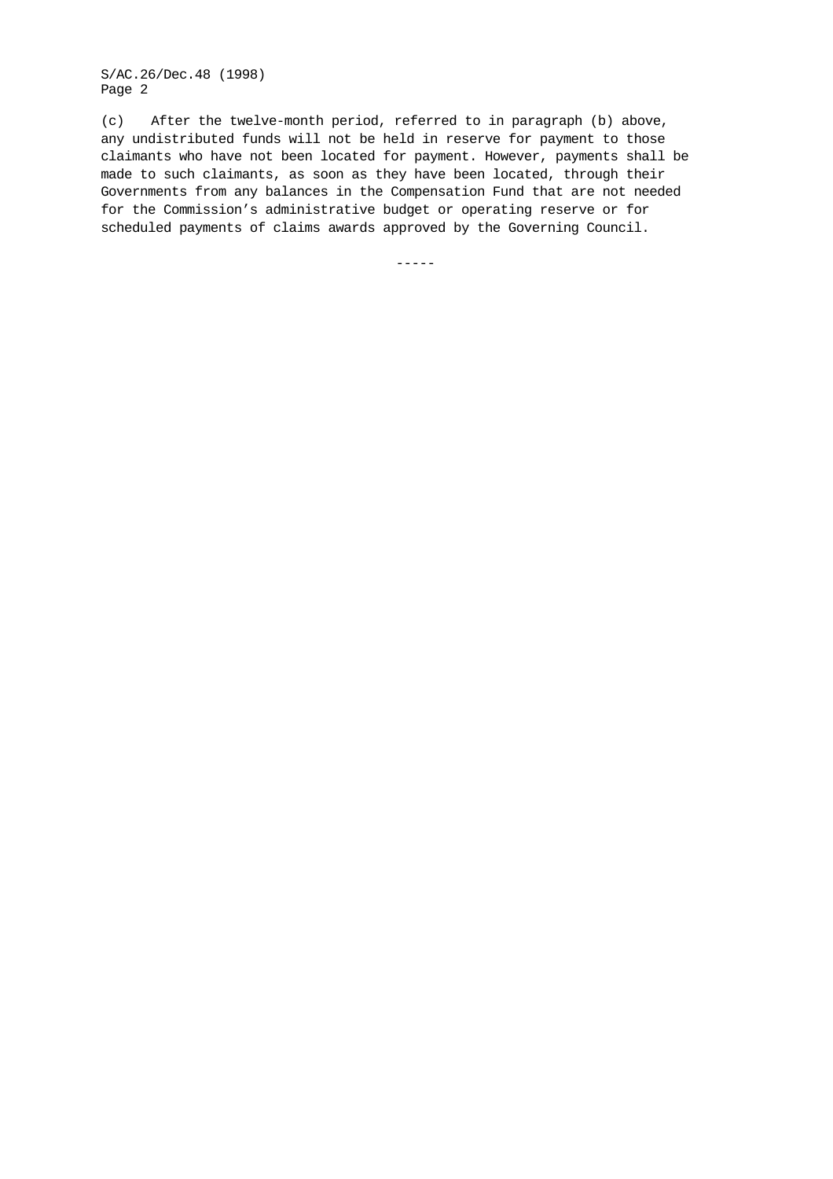(c) After the twelve-month period, referred to in paragraph (b) above, any undistributed funds will not be held in reserve for payment to those claimants who have not been located for payment. However, payments shall be made to such claimants, as soon as they have been located, through their Governments from any balances in the Compensation Fund that are not needed for the Commission's administrative budget or operating reserve or for scheduled payments of claims awards approved by the Governing Council.

-----